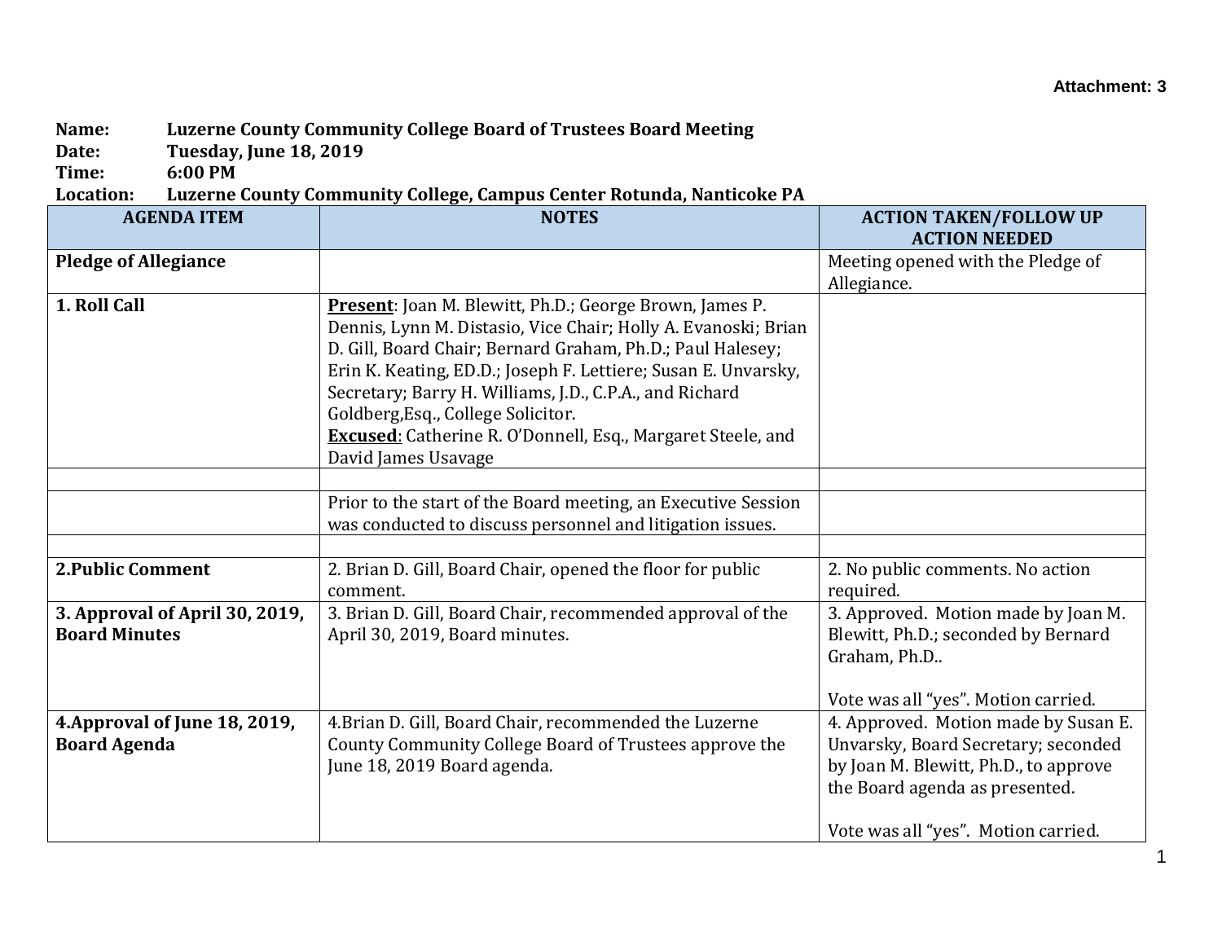Attachment: 3

**Name:** Luzerne County Community College Board of Trustees Board Meeting
**Date:** Tuesday, June 18, 2019
**Time:** 6:00 PM
**Location:** Luzerne County Community College, Campus Center Rotunda, Nanticoke PA

| AGENDA ITEM | NOTES | ACTION TAKEN/FOLLOW UP ACTION NEEDED |
|---|---|---|
| **Pledge of Allegiance** | | Meeting opened with the Pledge of Allegiance. |
| **1. Roll Call** | **Present**: Joan M. Blewitt, Ph.D.; George Brown, James P. Dennis, Lynn M. Distasio, Vice Chair; Holly A. Evanoski; Brian D. Gill, Board Chair; Bernard Graham, Ph.D.; Paul Halesey; Erin K. Keating, ED.D.; Joseph F. Lettiere; Susan E. Unvarsky, Secretary; Barry H. Williams, J.D., C.P.A., and Richard Goldberg,Esq., College Solicitor.<br>**Excused**: Catherine R. O'Donnell, Esq., Margaret Steele, and David James Usavage | |
| | | |
| | Prior to the start of the Board meeting, an Executive Session was conducted to discuss personnel and litigation issues. | |
| | | |
| **2.Public Comment** | 2. Brian D. Gill, Board Chair, opened the floor for public comment. | 2. No public comments. No action required. |
| **3. Approval of April 30, 2019, Board Minutes** | 3. Brian D. Gill, Board Chair, recommended approval of the April 30, 2019, Board minutes. | 3. Approved. Motion made by Joan M. Blewitt, Ph.D.; seconded by Bernard Graham, Ph.D..<br><br>Vote was all "yes". Motion carried. |
| **4.Approval of June 18, 2019, Board Agenda** | 4.Brian D. Gill, Board Chair, recommended the Luzerne County Community College Board of Trustees approve the June 18, 2019 Board agenda. | 4. Approved. Motion made by Susan E. Unvarsky, Board Secretary; seconded by Joan M. Blewitt, Ph.D., to approve the Board agenda as presented.<br><br>Vote was all "yes". Motion carried. |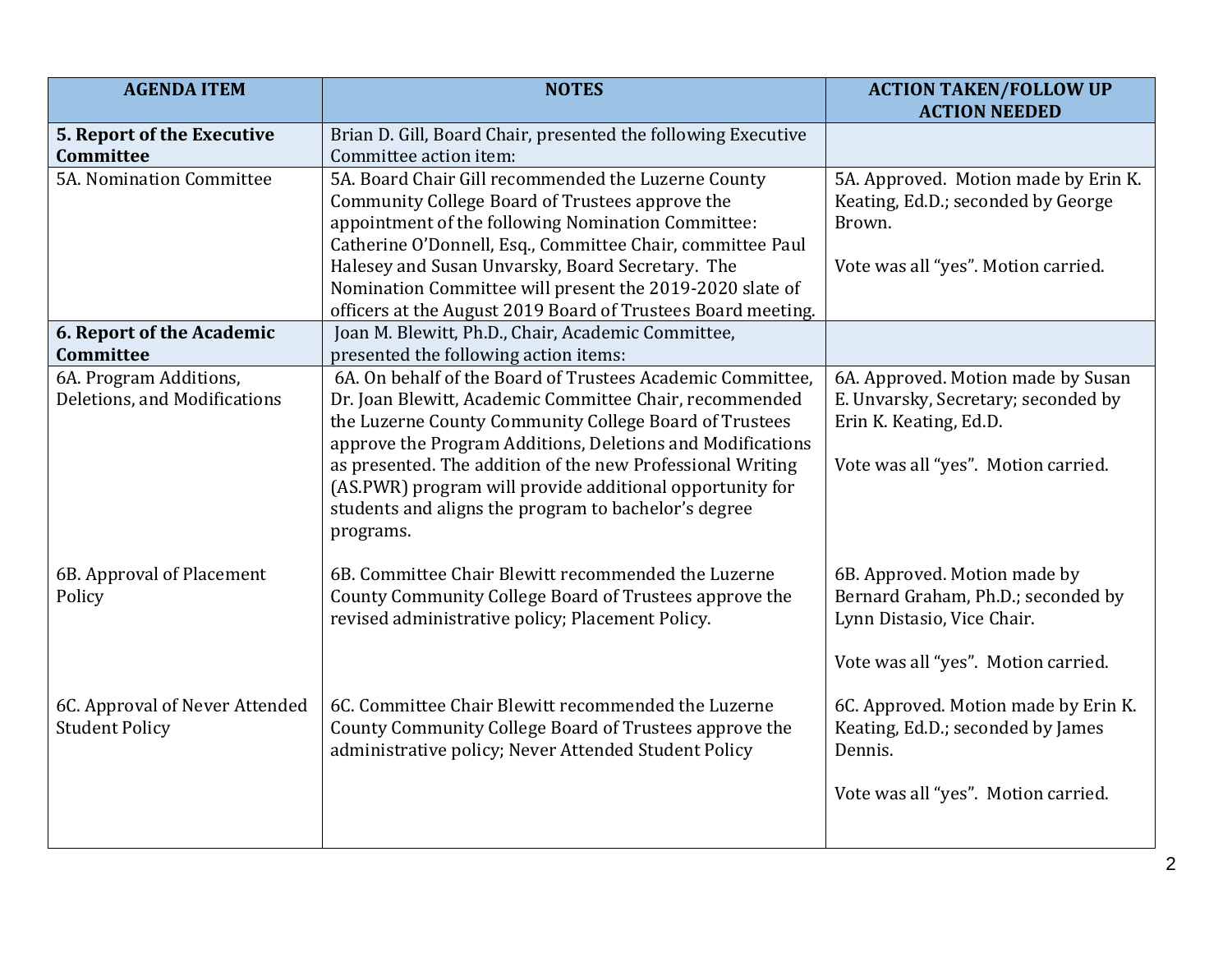| AGENDA ITEM | NOTES | ACTION TAKEN/FOLLOW UP ACTION NEEDED |
|---|---|---|
| **5. Report of the Executive Committee** | Brian D. Gill, Board Chair, presented the following Executive Committee action item: | |
| 5A. Nomination Committee | 5A. Board Chair Gill recommended the Luzerne County Community College Board of Trustees approve the appointment of the following Nomination Committee: Catherine O'Donnell, Esq., Committee Chair, committee Paul Halesey and Susan Unvarsky, Board Secretary. The Nomination Committee will present the 2019-2020 slate of officers at the August 2019 Board of Trustees Board meeting. | 5A. Approved. Motion made by Erin K. Keating, Ed.D.; seconded by George Brown.<br><br>Vote was all "yes". Motion carried. |
| **6. Report of the Academic Committee** | Joan M. Blewitt, Ph.D., Chair, Academic Committee, presented the following action items: | |
| 6A. Program Additions, Deletions, and Modifications | 6A. On behalf of the Board of Trustees Academic Committee, Dr. Joan Blewitt, Academic Committee Chair, recommended the Luzerne County Community College Board of Trustees approve the Program Additions, Deletions and Modifications as presented. The addition of the new Professional Writing (AS.PWR) program will provide additional opportunity for students and aligns the program to bachelor's degree programs. | 6A. Approved. Motion made by Susan E. Unvarsky, Secretary; seconded by Erin K. Keating, Ed.D.<br><br>Vote was all "yes". Motion carried. |
| 6B. Approval of Placement Policy | 6B. Committee Chair Blewitt recommended the Luzerne County Community College Board of Trustees approve the revised administrative policy; Placement Policy. | 6B. Approved. Motion made by Bernard Graham, Ph.D.; seconded by Lynn Distasio, Vice Chair.<br><br>Vote was all "yes". Motion carried. |
| 6C. Approval of Never Attended Student Policy | 6C. Committee Chair Blewitt recommended the Luzerne County Community College Board of Trustees approve the administrative policy; Never Attended Student Policy | 6C. Approved. Motion made by Erin K. Keating, Ed.D.; seconded by James Dennis.<br><br>Vote was all "yes". Motion carried. |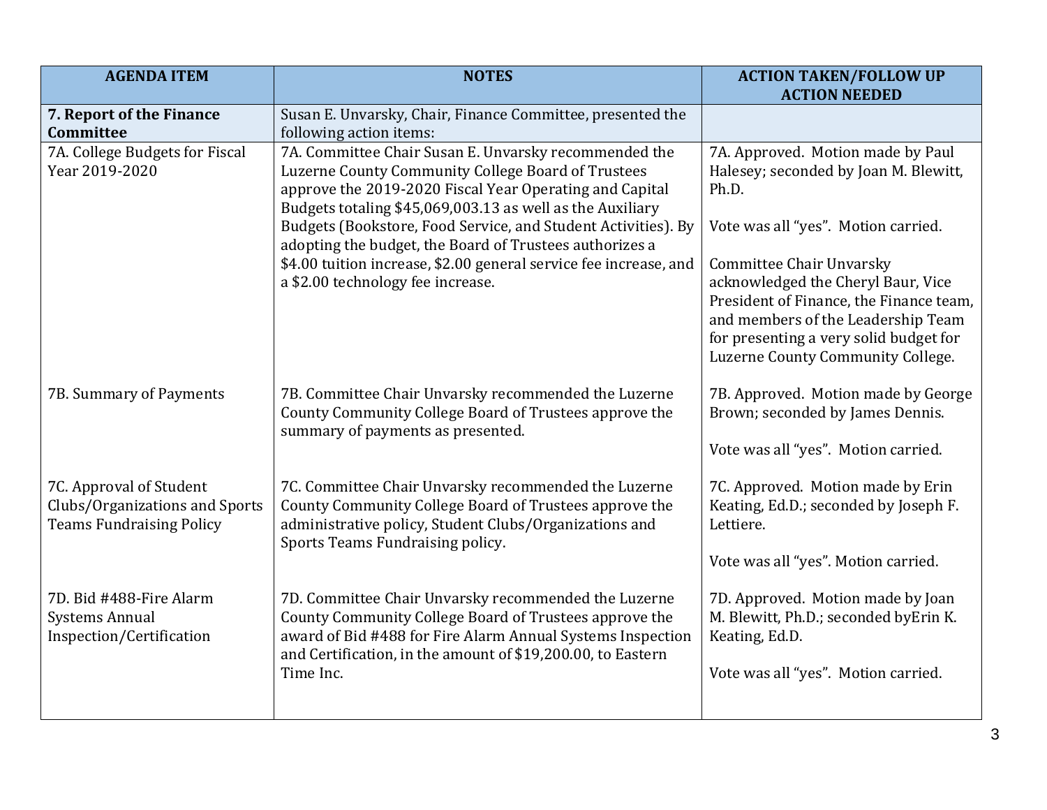| AGENDA ITEM | NOTES | ACTION TAKEN/FOLLOW UP ACTION NEEDED |
|---|---|---|
| **7. Report of the Finance Committee** | Susan E. Unvarsky, Chair, Finance Committee, presented the following action items: | |
| 7A. College Budgets for Fiscal Year 2019-2020 | 7A. Committee Chair Susan E. Unvarsky recommended the Luzerne County Community College Board of Trustees approve the 2019-2020 Fiscal Year Operating and Capital Budgets totaling $45,069,003.13 as well as the Auxiliary Budgets (Bookstore, Food Service, and Student Activities). By adopting the budget, the Board of Trustees authorizes a $4.00 tuition increase, $2.00 general service fee increase, and a $2.00 technology fee increase. | 7A. Approved. Motion made by Paul Halesey; seconded by Joan M. Blewitt, Ph.D.<br><br>Vote was all "yes". Motion carried.<br><br>Committee Chair Unvarsky acknowledged the Cheryl Baur, Vice President of Finance, the Finance team, and members of the Leadership Team for presenting a very solid budget for Luzerne County Community College. |
| 7B. Summary of Payments | 7B. Committee Chair Unvarsky recommended the Luzerne County Community College Board of Trustees approve the summary of payments as presented. | 7B. Approved. Motion made by George Brown; seconded by James Dennis.<br><br>Vote was all "yes". Motion carried. |
| 7C. Approval of Student Clubs/Organizations and Sports Teams Fundraising Policy | 7C. Committee Chair Unvarsky recommended the Luzerne County Community College Board of Trustees approve the administrative policy, Student Clubs/Organizations and Sports Teams Fundraising policy. | 7C. Approved. Motion made by Erin Keating, Ed.D.; seconded by Joseph F. Lettiere.<br><br>Vote was all "yes". Motion carried. |
| 7D. Bid #488-Fire Alarm Systems Annual Inspection/Certification | 7D. Committee Chair Unvarsky recommended the Luzerne County Community College Board of Trustees approve the award of Bid #488 for Fire Alarm Annual Systems Inspection and Certification, in the amount of $19,200.00, to Eastern Time Inc. | 7D. Approved. Motion made by Joan M. Blewitt, Ph.D.; seconded byErin K. Keating, Ed.D.<br><br>Vote was all "yes". Motion carried. |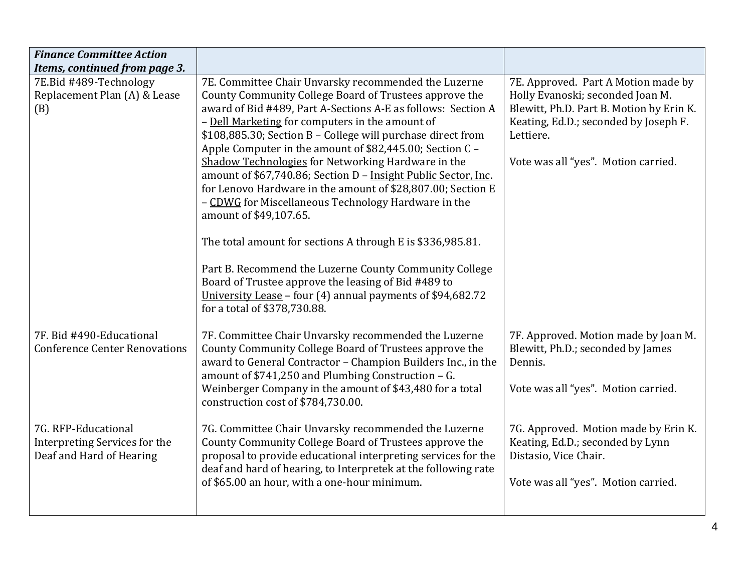| *Finance Committee Action Items, continued from page 3.* | | |
|---|---|---|
| 7E.Bid #489-Technology Replacement Plan (A) & Lease (B) | 7E. Committee Chair Unvarsky recommended the Luzerne County Community College Board of Trustees approve the award of Bid #489, Part A-Sections A-E as follows: Section A – <u>Dell Marketing</u> for computers in the amount of $108,885.30; Section B – College will purchase direct from Apple Computer in the amount of $82,445.00; Section C – <u>Shadow Technologies</u> for Networking Hardware in the amount of $67,740.86; Section D – <u>Insight Public Sector, Inc</u>. for Lenovo Hardware in the amount of $28,807.00; Section E – <u>CDWG</u> for Miscellaneous Technology Hardware in the amount of $49,107.65.<br><br>The total amount for sections A through E is $336,985.81.<br><br>Part B. Recommend the Luzerne County Community College Board of Trustee approve the leasing of Bid #489 to <u>University Lease</u> – four (4) annual payments of $94,682.72 for a total of $378,730.88. | 7E. Approved. Part A Motion made by Holly Evanoski; seconded Joan M. Blewitt, Ph.D. Part B. Motion by Erin K. Keating, Ed.D.; seconded by Joseph F. Lettiere.<br><br>Vote was all "yes". Motion carried. |
| 7F. Bid #490-Educational Conference Center Renovations | 7F. Committee Chair Unvarsky recommended the Luzerne County Community College Board of Trustees approve the award to General Contractor – Champion Builders Inc., in the amount of $741,250 and Plumbing Construction – G. Weinberger Company in the amount of $43,480 for a total construction cost of $784,730.00. | 7F. Approved. Motion made by Joan M. Blewitt, Ph.D.; seconded by James Dennis.<br><br>Vote was all "yes". Motion carried. |
| 7G. RFP-Educational Interpreting Services for the Deaf and Hard of Hearing | 7G. Committee Chair Unvarsky recommended the Luzerne County Community College Board of Trustees approve the proposal to provide educational interpreting services for the deaf and hard of hearing, to Interpretek at the following rate of $65.00 an hour, with a one-hour minimum. | 7G. Approved. Motion made by Erin K. Keating, Ed.D.; seconded by Lynn Distasio, Vice Chair.<br><br>Vote was all "yes". Motion carried. |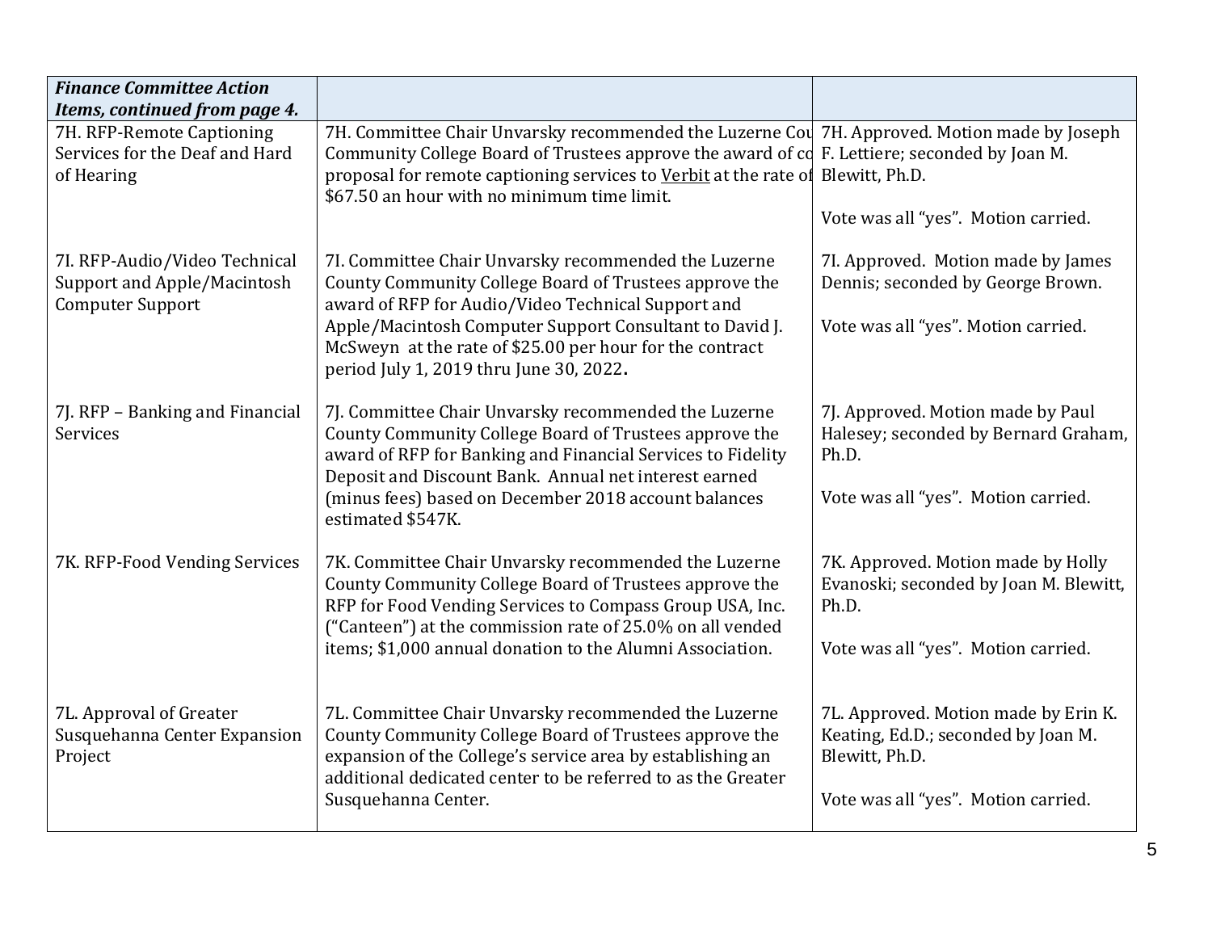| *Finance Committee Action Items, continued from page 4.* | | |
|---|---|---|
| 7H. RFP-Remote Captioning Services for the Deaf and Hard of Hearing | 7H. Committee Chair Unvarsky recommended the Luzerne Cou Community College Board of Trustees approve the award of co proposal for remote captioning services to Verbit at the rate of $67.50 an hour with no minimum time limit. | 7H. Approved. Motion made by Joseph F. Lettiere; seconded by Joan M. Blewitt, Ph.D.<br><br>Vote was all "yes". Motion carried. |
| 7I. RFP-Audio/Video Technical Support and Apple/Macintosh Computer Support | 7I. Committee Chair Unvarsky recommended the Luzerne County Community College Board of Trustees approve the award of RFP for Audio/Video Technical Support and Apple/Macintosh Computer Support Consultant to David J. McSweyn at the rate of $25.00 per hour for the contract period July 1, 2019 thru June 30, 2022. | 7I. Approved. Motion made by James Dennis; seconded by George Brown.<br><br>Vote was all "yes". Motion carried. |
| 7J. RFP – Banking and Financial Services | 7J. Committee Chair Unvarsky recommended the Luzerne County Community College Board of Trustees approve the award of RFP for Banking and Financial Services to Fidelity Deposit and Discount Bank. Annual net interest earned (minus fees) based on December 2018 account balances estimated $547K. | 7J. Approved. Motion made by Paul Halesey; seconded by Bernard Graham, Ph.D.<br><br>Vote was all "yes". Motion carried. |
| 7K. RFP-Food Vending Services | 7K. Committee Chair Unvarsky recommended the Luzerne County Community College Board of Trustees approve the RFP for Food Vending Services to Compass Group USA, Inc. ("Canteen") at the commission rate of 25.0% on all vended items; $1,000 annual donation to the Alumni Association. | 7K. Approved. Motion made by Holly Evanoski; seconded by Joan M. Blewitt, Ph.D.<br><br>Vote was all "yes". Motion carried. |
| 7L. Approval of Greater Susquehanna Center Expansion Project | 7L. Committee Chair Unvarsky recommended the Luzerne County Community College Board of Trustees approve the expansion of the College's service area by establishing an additional dedicated center to be referred to as the Greater Susquehanna Center. | 7L. Approved. Motion made by Erin K. Keating, Ed.D.; seconded by Joan M. Blewitt, Ph.D.<br><br>Vote was all "yes". Motion carried. |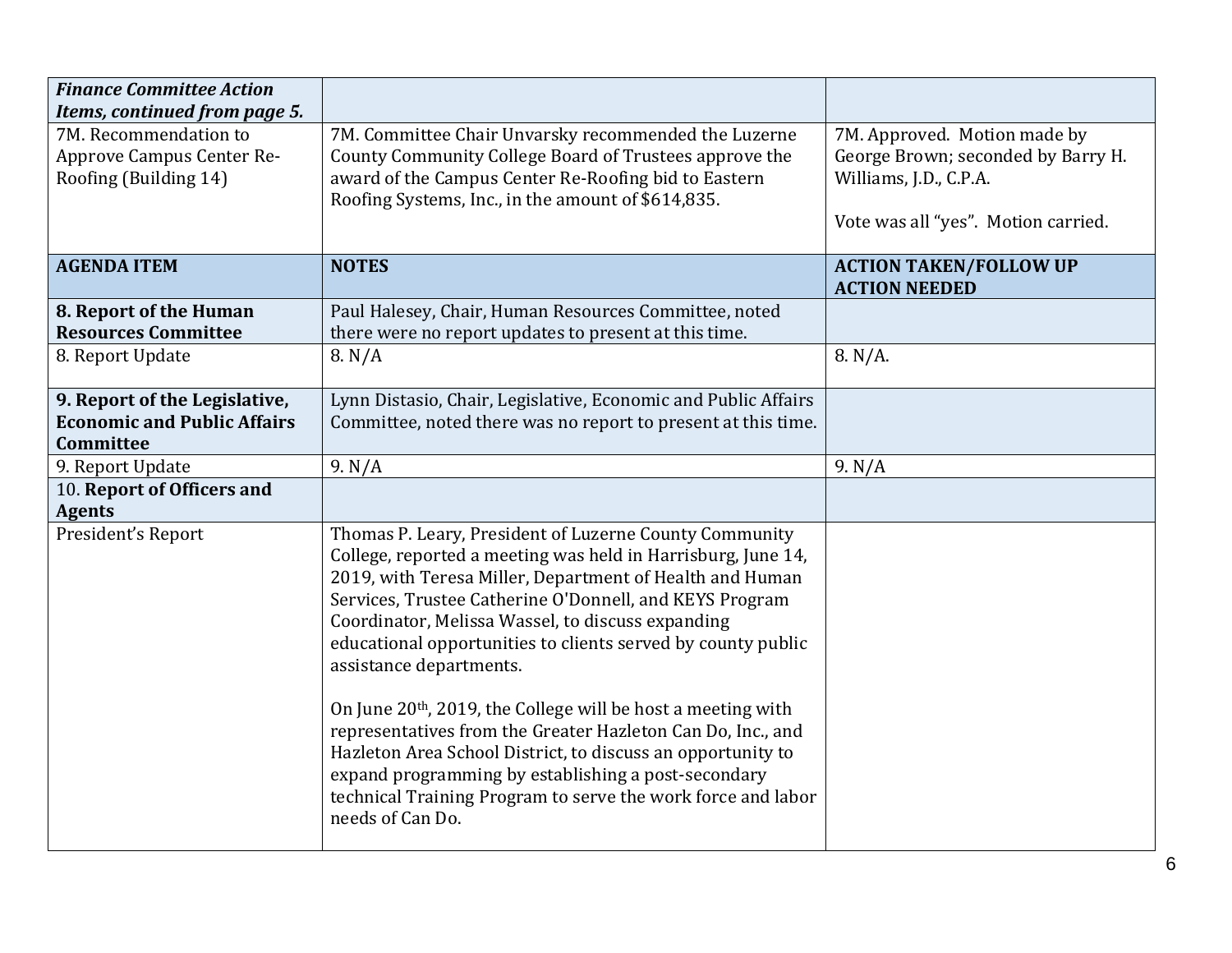| *Finance Committee Action Items, continued from page 5.* | | |
|---|---|---|
| 7M. Recommendation to Approve Campus Center Re-Roofing (Building 14) | 7M. Committee Chair Unvarsky recommended the Luzerne County Community College Board of Trustees approve the award of the Campus Center Re-Roofing bid to Eastern Roofing Systems, Inc., in the amount of $614,835. | 7M. Approved. Motion made by George Brown; seconded by Barry H. Williams, J.D., C.P.A.<br><br>Vote was all "yes". Motion carried. |
| **AGENDA ITEM** | **NOTES** | **ACTION TAKEN/FOLLOW UP ACTION NEEDED** |
| **8. Report of the Human Resources Committee** | Paul Halesey, Chair, Human Resources Committee, noted there were no report updates to present at this time. | |
| 8. Report Update | 8. N/A | 8. N/A. |
| **9. Report of the Legislative, Economic and Public Affairs Committee** | Lynn Distasio, Chair, Legislative, Economic and Public Affairs Committee, noted there was no report to present at this time. | |
| 9. Report Update | 9. N/A | 9. N/A |
| 10. **Report of Officers and Agents** | | |
| President's Report | Thomas P. Leary, President of Luzerne County Community College, reported a meeting was held in Harrisburg, June 14, 2019, with Teresa Miller, Department of Health and Human Services, Trustee Catherine O'Donnell, and KEYS Program Coordinator, Melissa Wassel, to discuss expanding educational opportunities to clients served by county public assistance departments.<br><br>On June 20th, 2019, the College will be host a meeting with representatives from the Greater Hazleton Can Do, Inc., and Hazleton Area School District, to discuss an opportunity to expand programming by establishing a post-secondary technical Training Program to serve the work force and labor needs of Can Do. | |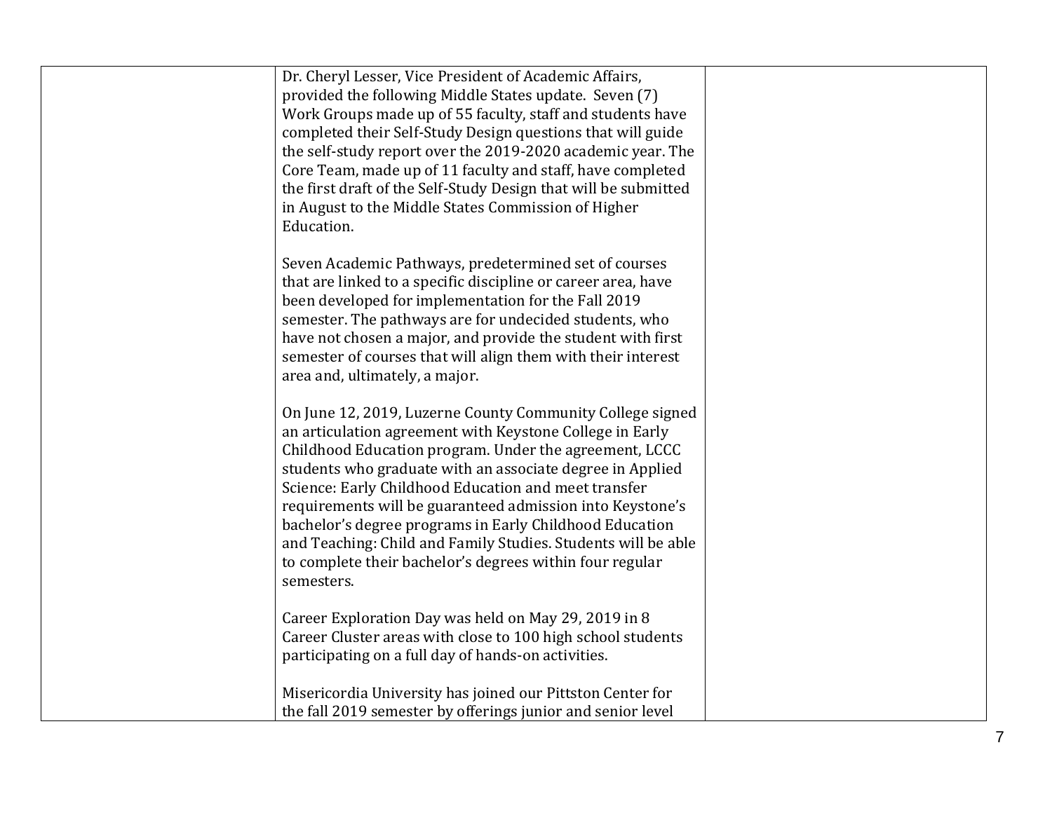| | | |
|---|---|---|
| | Dr. Cheryl Lesser, Vice President of Academic Affairs, provided the following Middle States update. Seven (7) Work Groups made up of 55 faculty, staff and students have completed their Self-Study Design questions that will guide the self-study report over the 2019-2020 academic year. The Core Team, made up of 11 faculty and staff, have completed the first draft of the Self-Study Design that will be submitted in August to the Middle States Commission of Higher Education.<br><br>Seven Academic Pathways, predetermined set of courses that are linked to a specific discipline or career area, have been developed for implementation for the Fall 2019 semester. The pathways are for undecided students, who have not chosen a major, and provide the student with first semester of courses that will align them with their interest area and, ultimately, a major.<br><br>On June 12, 2019, Luzerne County Community College signed an articulation agreement with Keystone College in Early Childhood Education program. Under the agreement, LCCC students who graduate with an associate degree in Applied Science: Early Childhood Education and meet transfer requirements will be guaranteed admission into Keystone's bachelor's degree programs in Early Childhood Education and Teaching: Child and Family Studies. Students will be able to complete their bachelor's degrees within four regular semesters.<br><br>Career Exploration Day was held on May 29, 2019 in 8 Career Cluster areas with close to 100 high school students participating on a full day of hands-on activities.<br><br>Misericordia University has joined our Pittston Center for the fall 2019 semester by offerings junior and senior level | |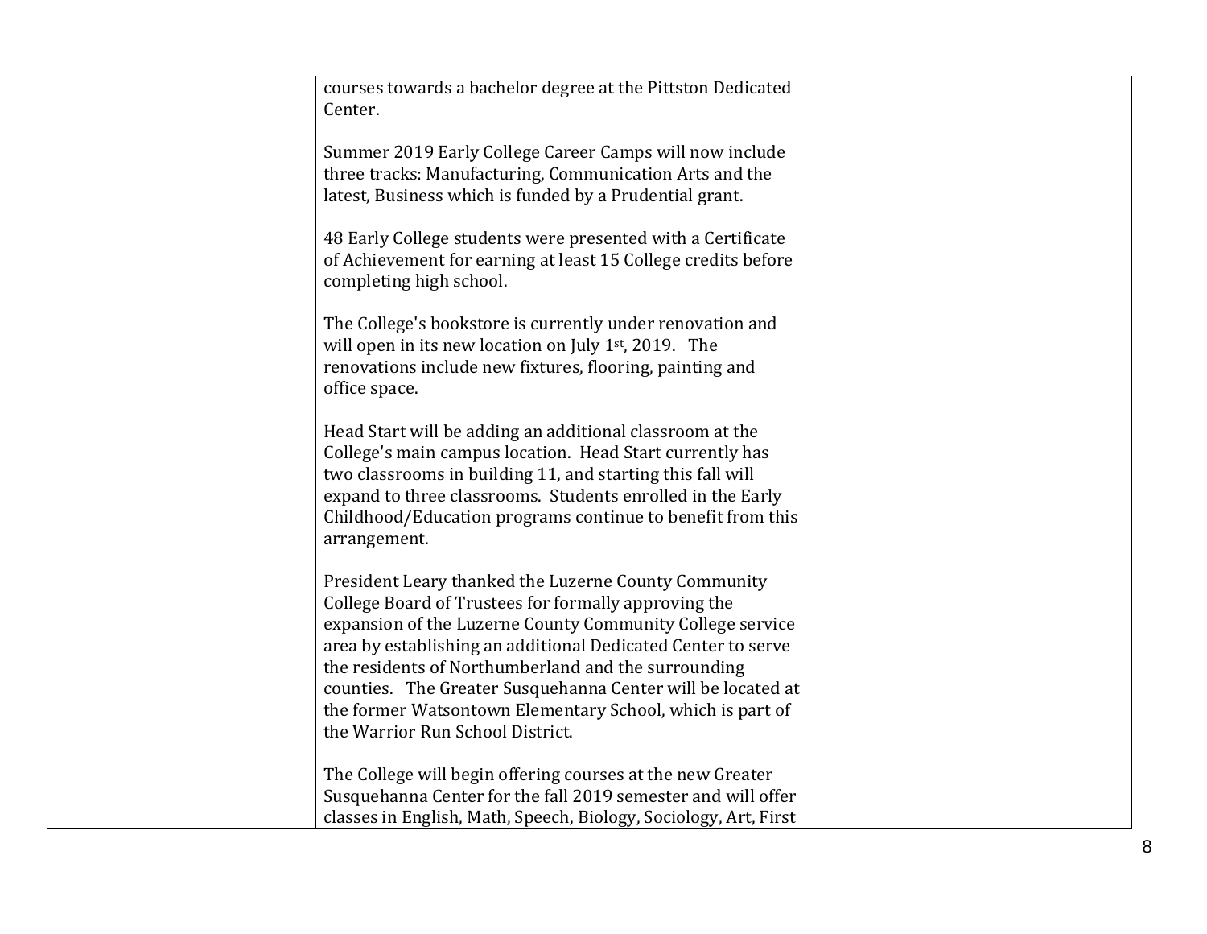| | | |
|---|---|---|
| | courses towards a bachelor degree at the Pittston Dedicated Center.<br><br>Summer 2019 Early College Career Camps will now include three tracks: Manufacturing, Communication Arts and the latest, Business which is funded by a Prudential grant.<br><br>48 Early College students were presented with a Certificate of Achievement for earning at least 15 College credits before completing high school.<br><br>The College's bookstore is currently under renovation and will open in its new location on July 1st, 2019. The renovations include new fixtures, flooring, painting and office space.<br><br>Head Start will be adding an additional classroom at the College's main campus location. Head Start currently has two classrooms in building 11, and starting this fall will expand to three classrooms. Students enrolled in the Early Childhood/Education programs continue to benefit from this arrangement.<br><br>President Leary thanked the Luzerne County Community College Board of Trustees for formally approving the expansion of the Luzerne County Community College service area by establishing an additional Dedicated Center to serve the residents of Northumberland and the surrounding counties. The Greater Susquehanna Center will be located at the former Watsontown Elementary School, which is part of the Warrior Run School District.<br><br>The College will begin offering courses at the new Greater Susquehanna Center for the fall 2019 semester and will offer classes in English, Math, Speech, Biology, Sociology, Art, First | |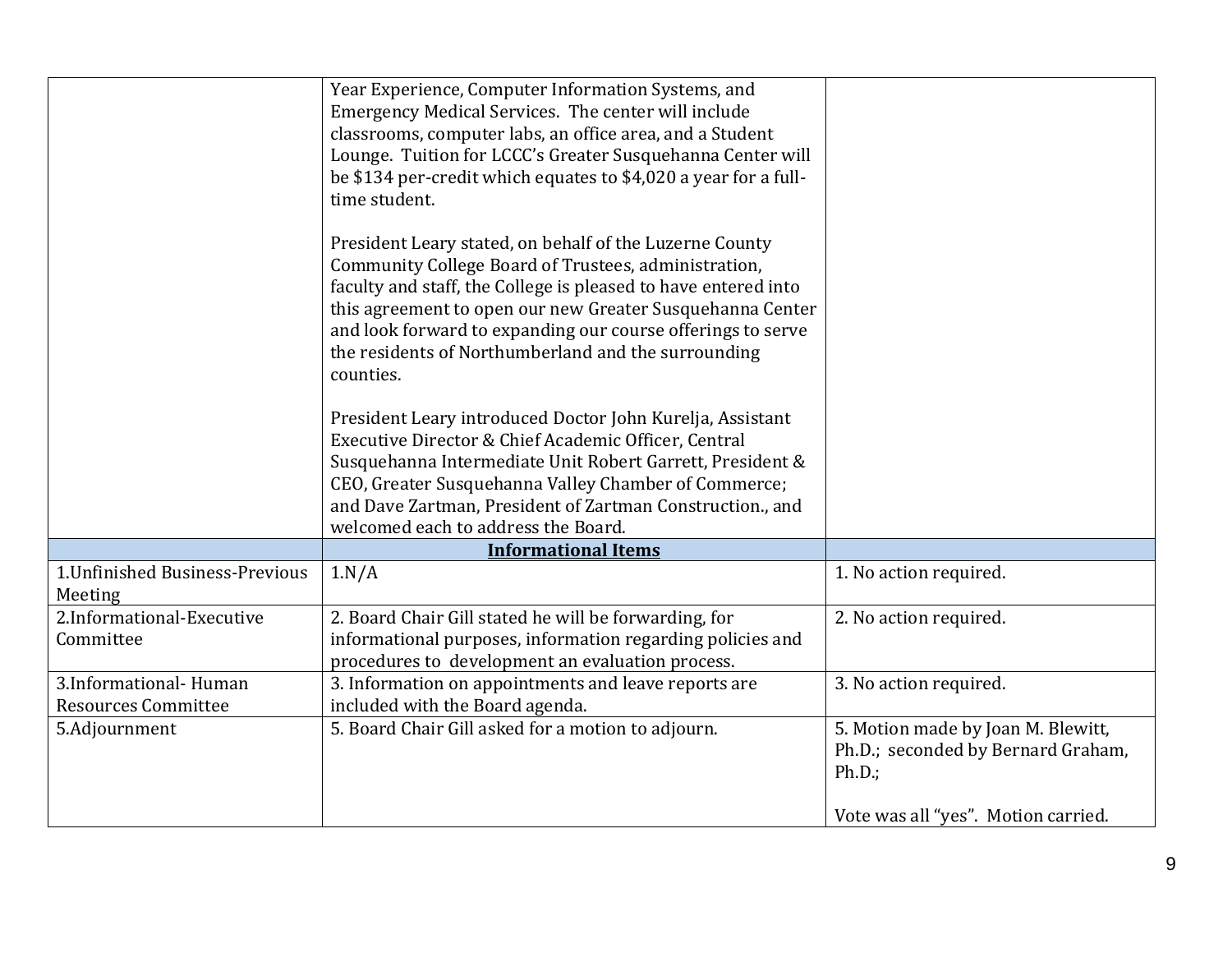| | | |
|---|---|---|
| | Year Experience, Computer Information Systems, and Emergency Medical Services. The center will include classrooms, computer labs, an office area, and a Student Lounge. Tuition for LCCC's Greater Susquehanna Center will be $134 per-credit which equates to $4,020 a year for a full-time student.<br><br>President Leary stated, on behalf of the Luzerne County Community College Board of Trustees, administration, faculty and staff, the College is pleased to have entered into this agreement to open our new Greater Susquehanna Center and look forward to expanding our course offerings to serve the residents of Northumberland and the surrounding counties.<br><br>President Leary introduced Doctor John Kurelja, Assistant Executive Director & Chief Academic Officer, Central Susquehanna Intermediate Unit Robert Garrett, President & CEO, Greater Susquehanna Valley Chamber of Commerce; and Dave Zartman, President of Zartman Construction., and welcomed each to address the Board. | |
| | **Informational Items** | |
| 1.Unfinished Business-Previous Meeting | 1.N/A | 1. No action required. |
| 2.Informational-Executive Committee | 2. Board Chair Gill stated he will be forwarding, for informational purposes, information regarding policies and procedures to development an evaluation process. | 2. No action required. |
| 3.Informational- Human Resources Committee | 3. Information on appointments and leave reports are included with the Board agenda. | 3. No action required. |
| 5.Adjournment | 5. Board Chair Gill asked for a motion to adjourn. | 5. Motion made by Joan M. Blewitt, Ph.D.; seconded by Bernard Graham, Ph.D.;<br><br>Vote was all "yes". Motion carried. |